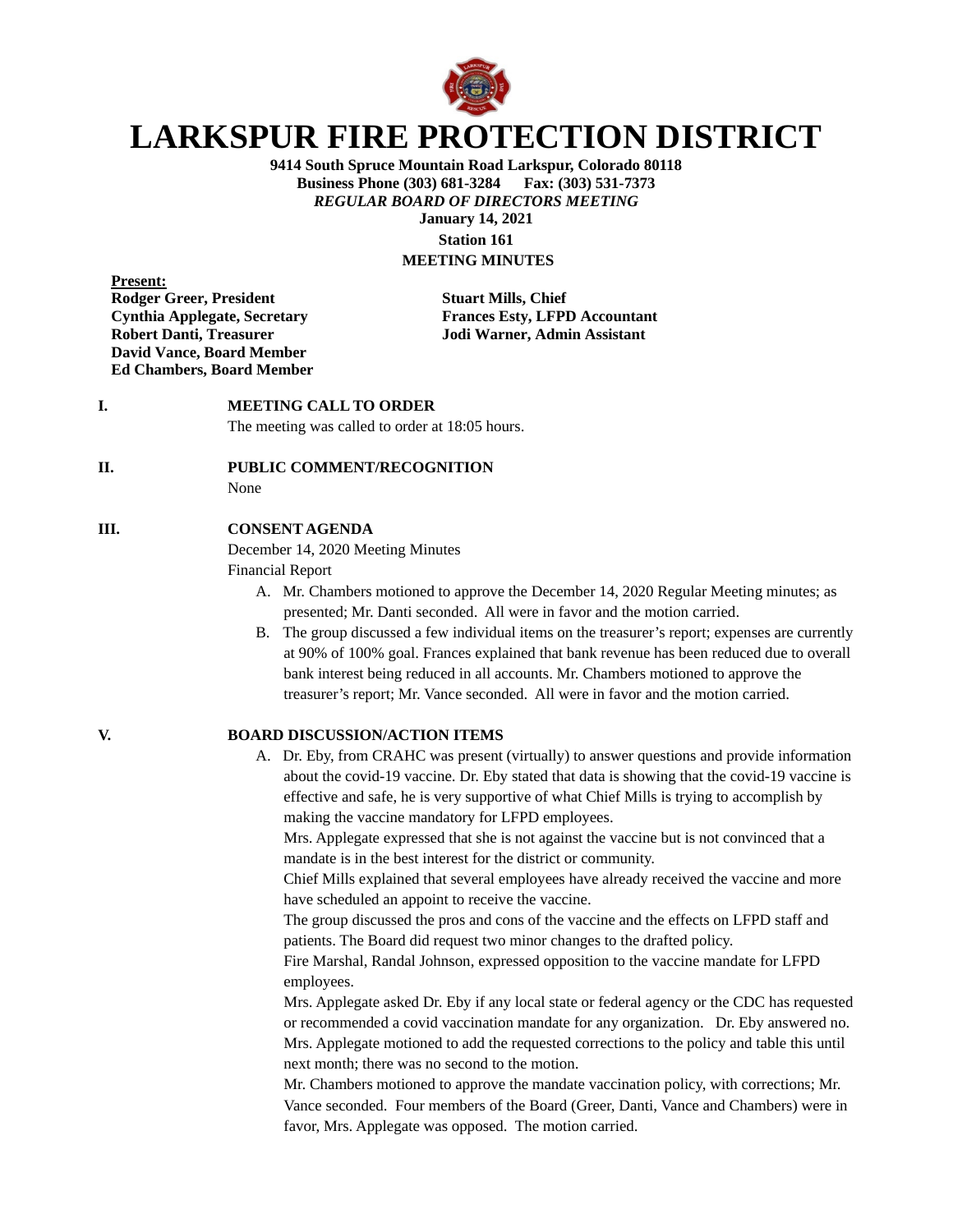# LARKSPUR FIRE PROTECTION DISTRICT

**9414 South Spruce Mountain Road Larkspur, Colorado 80118**
**Business Phone (303) 681-3284 Fax: (303) 531-7373**
***REGULAR BOARD OF DIRECTORS MEETING***
**January 14, 2021**
**Station 161**
**MEETING MINUTES**

**Present:**

**Rodger Greer, President**
**Cynthia Applegate, Secretary**
**Robert Danti, Treasurer**
**David Vance, Board Member**
**Ed Chambers, Board Member**

**Stuart Mills, Chief**
**Frances Esty, LFPD Accountant**
**Jodi Warner, Admin Assistant**

**I. MEETING CALL TO ORDER**

The meeting was called to order at 18:05 hours.

**II. PUBLIC COMMENT/RECOGNITION**

None

**III. CONSENT AGENDA**

December 14, 2020 Meeting Minutes
Financial Report

A. Mr. Chambers motioned to approve the December 14, 2020 Regular Meeting minutes; as presented; Mr. Danti seconded. All were in favor and the motion carried.
B. The group discussed a few individual items on the treasurer's report; expenses are currently at 90% of 100% goal. Frances explained that bank revenue has been reduced due to overall bank interest being reduced in all accounts. Mr. Chambers motioned to approve the treasurer's report; Mr. Vance seconded. All were in favor and the motion carried.

**V. BOARD DISCUSSION/ACTION ITEMS**

A. Dr. Eby, from CRAHC was present (virtually) to answer questions and provide information about the covid-19 vaccine. Dr. Eby stated that data is showing that the covid-19 vaccine is effective and safe, he is very supportive of what Chief Mills is trying to accomplish by making the vaccine mandatory for LFPD employees.
Mrs. Applegate expressed that she is not against the vaccine but is not convinced that a mandate is in the best interest for the district or community.
Chief Mills explained that several employees have already received the vaccine and more have scheduled an appoint to receive the vaccine.
The group discussed the pros and cons of the vaccine and the effects on LFPD staff and patients. The Board did request two minor changes to the drafted policy.
Fire Marshal, Randal Johnson, expressed opposition to the vaccine mandate for LFPD employees.
Mrs. Applegate asked Dr. Eby if any local state or federal agency or the CDC has requested or recommended a covid vaccination mandate for any organization. Dr. Eby answered no.
Mrs. Applegate motioned to add the requested corrections to the policy and table this until next month; there was no second to the motion.
Mr. Chambers motioned to approve the mandate vaccination policy, with corrections; Mr. Vance seconded. Four members of the Board (Greer, Danti, Vance and Chambers) were in favor, Mrs. Applegate was opposed. The motion carried.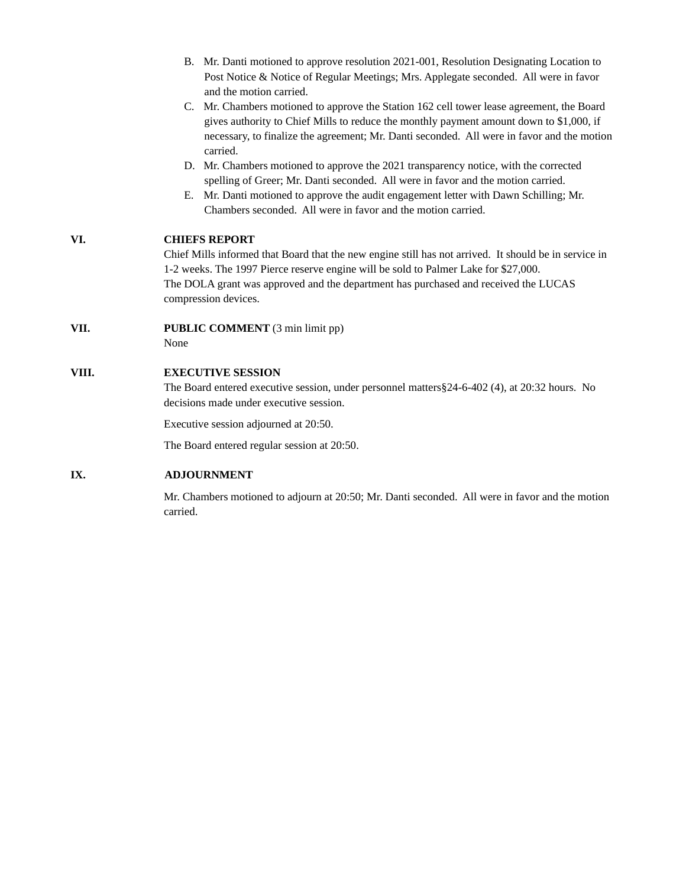B. Mr. Danti motioned to approve resolution 2021-001, Resolution Designating Location to Post Notice & Notice of Regular Meetings; Mrs. Applegate seconded. All were in favor and the motion carried.

C. Mr. Chambers motioned to approve the Station 162 cell tower lease agreement, the Board gives authority to Chief Mills to reduce the monthly payment amount down to $1,000, if necessary, to finalize the agreement; Mr. Danti seconded. All were in favor and the motion carried.

D. Mr. Chambers motioned to approve the 2021 transparency notice, with the corrected spelling of Greer; Mr. Danti seconded. All were in favor and the motion carried.

E. Mr. Danti motioned to approve the audit engagement letter with Dawn Schilling; Mr. Chambers seconded. All were in favor and the motion carried.

## VI. CHIEFS REPORT

Chief Mills informed that Board that the new engine still has not arrived. It should be in service in 1-2 weeks. The 1997 Pierce reserve engine will be sold to Palmer Lake for $27,000.
The DOLA grant was approved and the department has purchased and received the LUCAS compression devices.

## VII. PUBLIC COMMENT (3 min limit pp)

None

## VIII. EXECUTIVE SESSION

The Board entered executive session, under personnel matters§24-6-402 (4), at 20:32 hours. No decisions made under executive session.

Executive session adjourned at 20:50.

The Board entered regular session at 20:50.

## IX. ADJOURNMENT

Mr. Chambers motioned to adjourn at 20:50; Mr. Danti seconded. All were in favor and the motion carried.